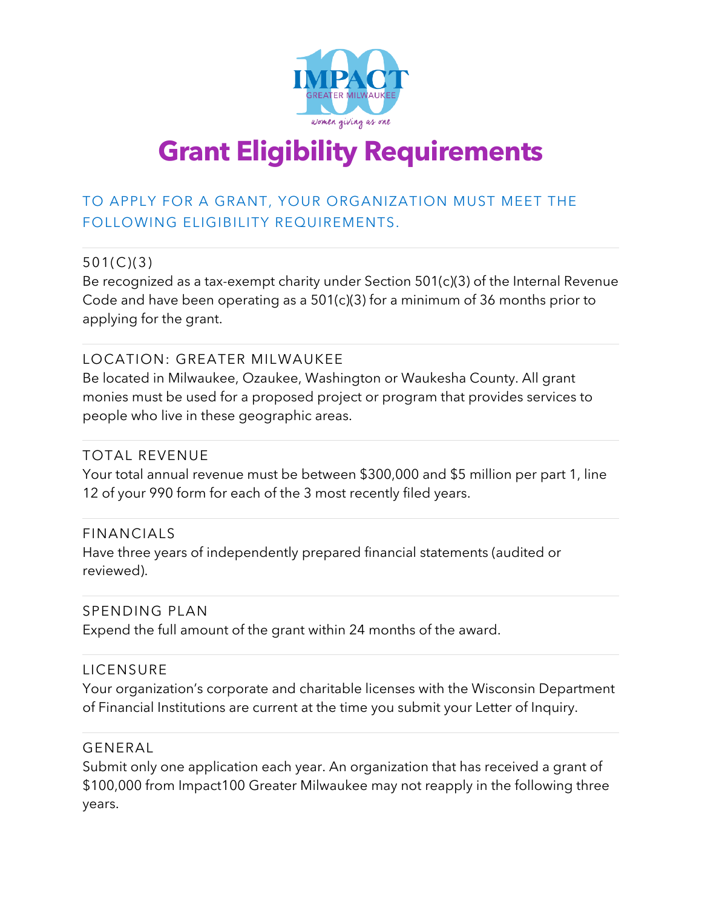IMPACT 100 GREATER MILWAUKEE

*women giving as one*

# Grant Eligibility Requirements

## TO APPLY FOR A GRANT, YOUR ORGANIZATION MUST MEET THE FOLLOWING ELIGIBILITY REQUIREMENTS.

### 501(C)(3)

Be recognized as a tax-exempt charity under Section 501(c)(3) of the Internal Revenue Code and have been operating as a 501(c)(3) for a minimum of 36 months prior to applying for the grant.

### LOCATION: GREATER MILWAUKEE

Be located in Milwaukee, Ozaukee, Washington or Waukesha County. All grant monies must be used for a proposed project or program that provides services to people who live in these geographic areas.

### TOTAL REVENUE

Your total annual revenue must be between $300,000 and $5 million per part 1, line 12 of your 990 form for each of the 3 most recently filed years.

### FINANCIALS

Have three years of independently prepared financial statements (audited or reviewed).

### SPENDING PLAN

Expend the full amount of the grant within 24 months of the award.

### LICENSURE

Your organization's corporate and charitable licenses with the Wisconsin Department of Financial Institutions are current at the time you submit your Letter of Inquiry.

### GENERAL

Submit only one application each year. An organization that has received a grant of $100,000 from Impact100 Greater Milwaukee may not reapply in the following three years.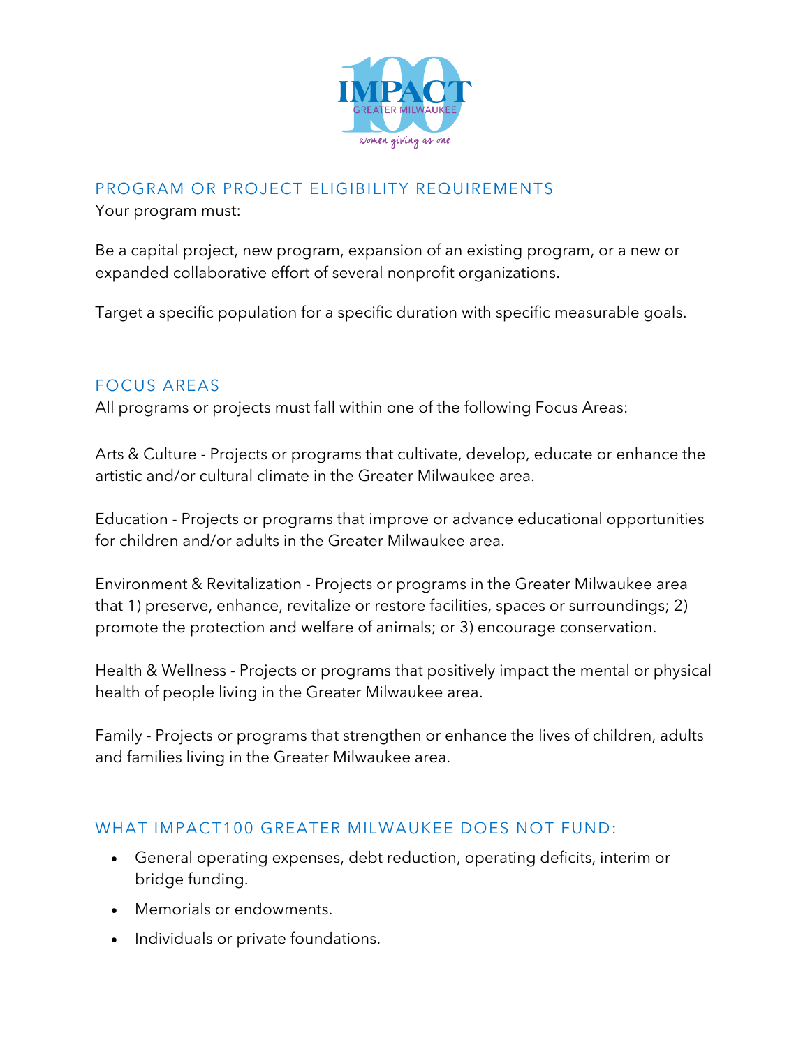## PROGRAM OR PROJECT ELIGIBILITY REQUIREMENTS

Your program must:

Be a capital project, new program, expansion of an existing program, or a new or expanded collaborative effort of several nonprofit organizations.

Target a specific population for a specific duration with specific measurable goals.

## FOCUS AREAS

All programs or projects must fall within one of the following Focus Areas:

Arts & Culture - Projects or programs that cultivate, develop, educate or enhance the artistic and/or cultural climate in the Greater Milwaukee area.

Education - Projects or programs that improve or advance educational opportunities for children and/or adults in the Greater Milwaukee area.

Environment & Revitalization - Projects or programs in the Greater Milwaukee area that 1) preserve, enhance, revitalize or restore facilities, spaces or surroundings; 2) promote the protection and welfare of animals; or 3) encourage conservation.

Health & Wellness - Projects or programs that positively impact the mental or physical health of people living in the Greater Milwaukee area.

Family - Projects or programs that strengthen or enhance the lives of children, adults and families living in the Greater Milwaukee area.

## WHAT IMPACT100 GREATER MILWAUKEE DOES NOT FUND:

- General operating expenses, debt reduction, operating deficits, interim or bridge funding.
- Memorials or endowments.
- Individuals or private foundations.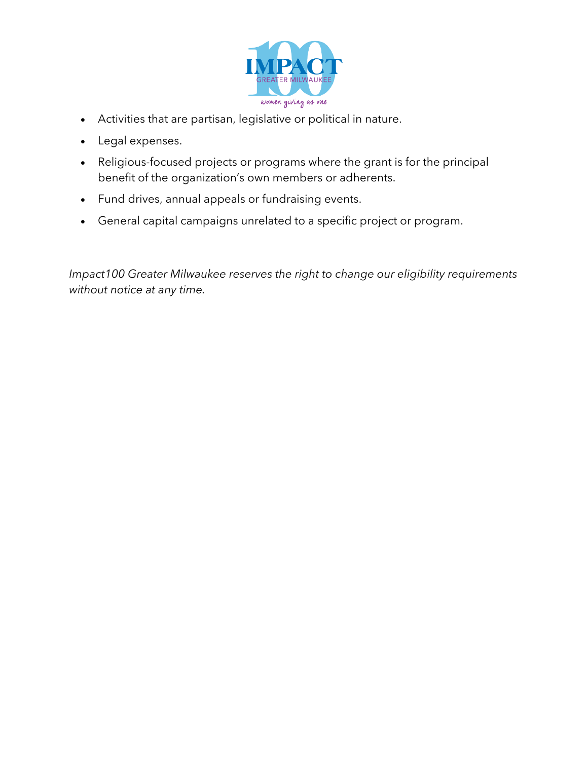- Activities that are partisan, legislative or political in nature.
- Legal expenses.
- Religious-focused projects or programs where the grant is for the principal benefit of the organization's own members or adherents.
- Fund drives, annual appeals or fundraising events.
- General capital campaigns unrelated to a specific project or program.

*Impact100 Greater Milwaukee reserves the right to change our eligibility requirements without notice at any time.*